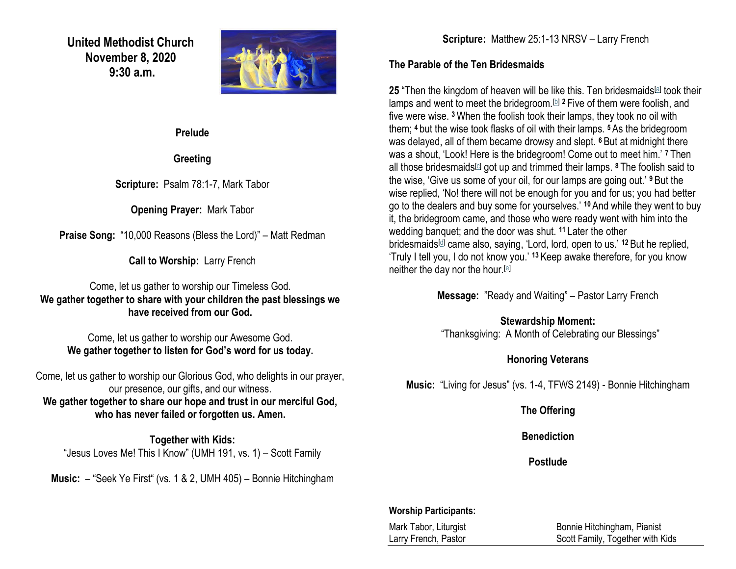# United Methodist Church
## November 8, 2020
## 9:30 a.m.

**Prelude**

**Greeting**

**Scripture:** Psalm 78:1-7, Mark Tabor

**Opening Prayer:** Mark Tabor

**Praise Song:** "10,000 Reasons (Bless the Lord)" – Matt Redman

**Call to Worship:** Larry French

Come, let us gather to worship our Timeless God.
**We gather together to share with your children the past blessings we have received from our God.**

Come, let us gather to worship our Awesome God.
**We gather together to listen for God's word for us today.**

Come, let us gather to worship our Glorious God, who delights in our prayer, our presence, our gifts, and our witness.
**We gather together to share our hope and trust in our merciful God, who has never failed or forgotten us. Amen.**

**Together with Kids:**
"Jesus Loves Me! This I Know" (UMH 191, vs. 1) – Scott Family

**Music:** – "Seek Ye First" (vs. 1 & 2, UMH 405) – Bonnie Hitchingham

**Scripture:** Matthew 25:1-13 NRSV – Larry French

**The Parable of the Ten Bridesmaids**

**25** "Then the kingdom of heaven will be like this. Ten bridesmaids[a] took their lamps and went to meet the bridegroom.[b] **2** Five of them were foolish, and five were wise. **3** When the foolish took their lamps, they took no oil with them; **4** but the wise took flasks of oil with their lamps. **5** As the bridegroom was delayed, all of them became drowsy and slept. **6** But at midnight there was a shout, 'Look! Here is the bridegroom! Come out to meet him.' **7** Then all those bridesmaids[c] got up and trimmed their lamps. **8** The foolish said to the wise, 'Give us some of your oil, for our lamps are going out.' **9** But the wise replied, 'No! there will not be enough for you and for us; you had better go to the dealers and buy some for yourselves.' **10** And while they went to buy it, the bridegroom came, and those who were ready went with him into the wedding banquet; and the door was shut. **11** Later the other bridesmaids[d] came also, saying, 'Lord, lord, open to us.' **12** But he replied, 'Truly I tell you, I do not know you.' **13** Keep awake therefore, for you know neither the day nor the hour.[e]

**Message:** "Ready and Waiting" – Pastor Larry French

**Stewardship Moment:**
"Thanksgiving: A Month of Celebrating our Blessings"

**Honoring Veterans**

**Music:** "Living for Jesus" (vs. 1-4, TFWS 2149) - Bonnie Hitchingham

**The Offering**

**Benediction**

**Postlude**

**Worship Participants:**

| | |
|---|---|
| Mark Tabor, Liturgist | Bonnie Hitchingham, Pianist |
| Larry French, Pastor | Scott Family, Together with Kids |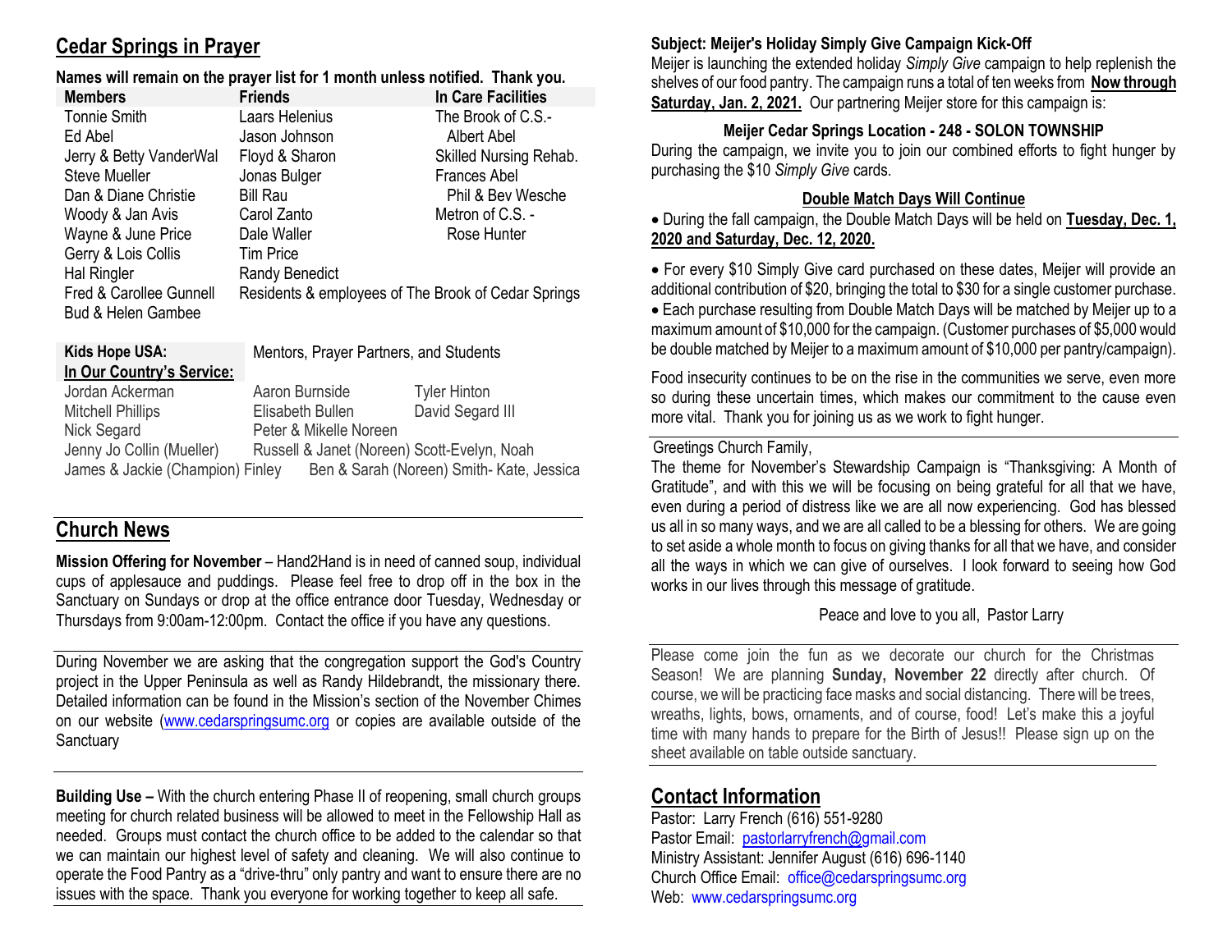## Cedar Springs in Prayer

**Names will remain on the prayer list for 1 month unless notified. Thank you.**

| Members | Friends | In Care Facilities |
|---|---|---|
| Tonnie Smith | Laars Helenius | The Brook of C.S.- |
| Ed Abel | Jason Johnson | Albert Abel |
| Jerry & Betty VanderWal | Floyd & Sharon | Skilled Nursing Rehab. |
| Steve Mueller | Jonas Bulger | Frances Abel |
| Dan & Diane Christie | Bill Rau | Phil & Bev Wesche |
| Woody & Jan Avis | Carol Zanto | Metron of C.S. - |
| Wayne & June Price | Dale Waller | Rose Hunter |
| Gerry & Lois Collis | Tim Price | |
| Hal Ringler | Randy Benedict | |
| Fred & Carollee Gunnell | Residents & employees of The Brook of Cedar Springs | |
| Bud & Helen Gambee | | |

**Kids Hope USA:** Mentors, Prayer Partners, and Students

**In Our Country's Service:**

| | | |
|---|---|---|
| Jordan Ackerman | Aaron Burnside | Tyler Hinton |
| Mitchell Phillips | Elisabeth Bullen | David Segard III |
| Nick Segard | Peter & Mikelle Noreen | |
| Jenny Jo Collin (Mueller) | Russell & Janet (Noreen) Scott-Evelyn, Noah | |
| James & Jackie (Champion) Finley | Ben & Sarah (Noreen) Smith- Kate, Jessica | |

## Church News

**Mission Offering for November** – Hand2Hand is in need of canned soup, individual cups of applesauce and puddings. Please feel free to drop off in the box in the Sanctuary on Sundays or drop at the office entrance door Tuesday, Wednesday or Thursdays from 9:00am-12:00pm. Contact the office if you have any questions.

During November we are asking that the congregation support the God's Country project in the Upper Peninsula as well as Randy Hildebrandt, the missionary there. Detailed information can be found in the Mission's section of the November Chimes on our website (www.cedarspringsumc.org or copies are available outside of the Sanctuary

**Building Use –** With the church entering Phase II of reopening, small church groups meeting for church related business will be allowed to meet in the Fellowship Hall as needed. Groups must contact the church office to be added to the calendar so that we can maintain our highest level of safety and cleaning. We will also continue to operate the Food Pantry as a "drive-thru" only pantry and want to ensure there are no issues with the space. Thank you everyone for working together to keep all safe.

**Subject: Meijer's Holiday Simply Give Campaign Kick-Off**

Meijer is launching the extended holiday *Simply Give* campaign to help replenish the shelves of our food pantry. The campaign runs a total of ten weeks from **Now through Saturday, Jan. 2, 2021.** Our partnering Meijer store for this campaign is:

**Meijer Cedar Springs Location - 248 - SOLON TOWNSHIP**

During the campaign, we invite you to join our combined efforts to fight hunger by purchasing the $10 *Simply Give* cards.

**Double Match Days Will Continue**

- During the fall campaign, the Double Match Days will be held on **Tuesday, Dec. 1, 2020 and Saturday, Dec. 12, 2020.**
- For every $10 Simply Give card purchased on these dates, Meijer will provide an additional contribution of $20, bringing the total to $30 for a single customer purchase.
- Each purchase resulting from Double Match Days will be matched by Meijer up to a maximum amount of $10,000 for the campaign. (Customer purchases of $5,000 would be double matched by Meijer to a maximum amount of $10,000 per pantry/campaign).

Food insecurity continues to be on the rise in the communities we serve, even more so during these uncertain times, which makes our commitment to the cause even more vital. Thank you for joining us as we work to fight hunger.

Greetings Church Family,

The theme for November's Stewardship Campaign is "Thanksgiving: A Month of Gratitude", and with this we will be focusing on being grateful for all that we have, even during a period of distress like we are all now experiencing. God has blessed us all in so many ways, and we are all called to be a blessing for others. We are going to set aside a whole month to focus on giving thanks for all that we have, and consider all the ways in which we can give of ourselves. I look forward to seeing how God works in our lives through this message of gratitude.

Peace and love to you all, Pastor Larry

Please come join the fun as we decorate our church for the Christmas Season! We are planning **Sunday, November 22** directly after church. Of course, we will be practicing face masks and social distancing. There will be trees, wreaths, lights, bows, ornaments, and of course, food! Let's make this a joyful time with many hands to prepare for the Birth of Jesus!! Please sign up on the sheet available on table outside sanctuary.

## Contact Information

Pastor: Larry French (616) 551-9280
Pastor Email: pastorlarryfrench@gmail.com
Ministry Assistant: Jennifer August (616) 696-1140
Church Office Email: office@cedarspringsumc.org
Web: www.cedarspringsumc.org